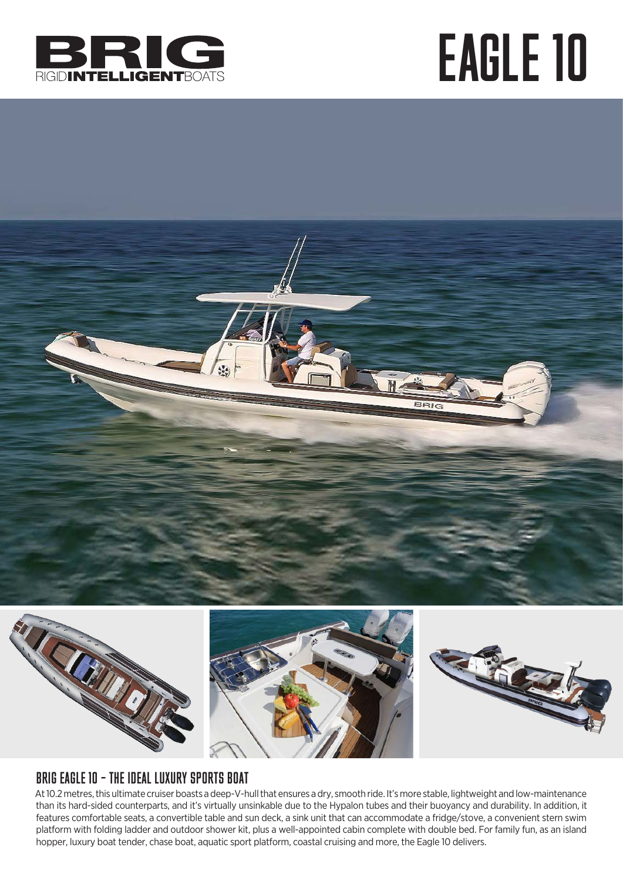BRIG
RIGIDINTELLIGENTBOATS

# EAGLE 10

## BRIG EAGLE 10 – THE IDEAL LUXURY SPORTS BOAT

At 10.2 metres, this ultimate cruiser boasts a deep-V-hull that ensures a dry, smooth ride. It's more stable, lightweight and low-maintenance than its hard-sided counterparts, and it's virtually unsinkable due to the Hypalon tubes and their buoyancy and durability. In addition, it features comfortable seats, a convertible table and sun deck, a sink unit that can accommodate a fridge/stove, a convenient stern swim platform with folding ladder and outdoor shower kit, plus a well-appointed cabin complete with double bed. For family fun, as an island hopper, luxury boat tender, chase boat, aquatic sport platform, coastal cruising and more, the Eagle 10 delivers.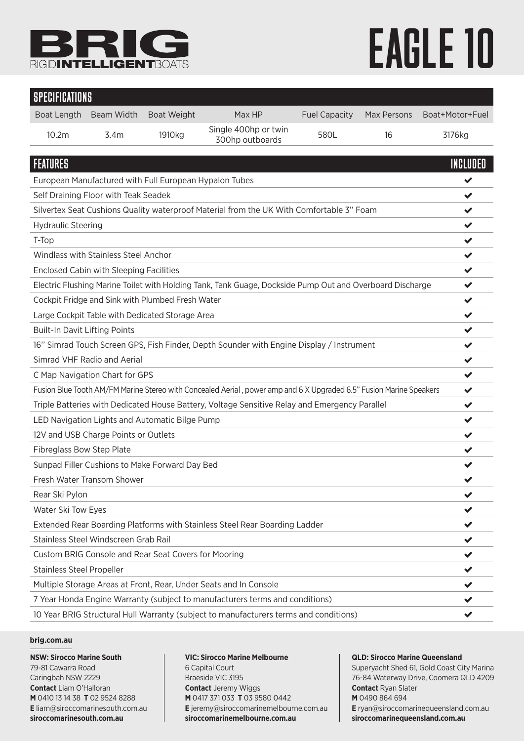# BRIG

RIGID**INTELLIGENT**BOATS

# EAGLE 10

## SPECIFICATIONS

| Boat Length | Beam Width | Boat Weight | Max HP | Fuel Capacity | Max Persons | Boat+Motor+Fuel |
|---|---|---|---|---|---|---|
| 10.2m | 3.4m | 1910kg | Single 400hp or twin 300hp outboards | 580L | 16 | 3176kg |

## FEATURES

| FEATURES | INCLUDED |
|---|---|
| European Manufactured with Full European Hypalon Tubes | ✔ |
| Self Draining Floor with Teak Seadek | ✔ |
| Silvertex Seat Cushions Quality waterproof Material from the UK With Comfortable 3" Foam | ✔ |
| Hydraulic Steering | ✔ |
| T-Top | ✔ |
| Windlass with Stainless Steel Anchor | ✔ |
| Enclosed Cabin with Sleeping Facilities | ✔ |
| Electric Flushing Marine Toilet with Holding Tank, Tank Guage, Dockside Pump Out and Overboard Discharge | ✔ |
| Cockpit Fridge and Sink with Plumbed Fresh Water | ✔ |
| Large Cockpit Table with Dedicated Storage Area | ✔ |
| Built-In Davit Lifting Points | ✔ |
| 16" Simrad Touch Screen GPS, Fish Finder, Depth Sounder with Engine Display / Instrument | ✔ |
| Simrad VHF Radio and Aerial | ✔ |
| C Map Navigation Chart for GPS | ✔ |
| Fusion Blue Tooth AM/FM Marine Stereo with Concealed Aerial , power amp and 6 X Upgraded 6.5" Fusion Marine Speakers | ✔ |
| Triple Batteries with Dedicated House Battery, Voltage Sensitive Relay and Emergency Parallel | ✔ |
| LED Navigation Lights and Automatic Bilge Pump | ✔ |
| 12V and USB Charge Points or Outlets | ✔ |
| Fibreglass Bow Step Plate | ✔ |
| Sunpad Filler Cushions to Make Forward Day Bed | ✔ |
| Fresh Water Transom Shower | ✔ |
| Rear Ski Pylon | ✔ |
| Water Ski Tow Eyes | ✔ |
| Extended Rear Boarding Platforms with Stainless Steel Rear Boarding Ladder | ✔ |
| Stainless Steel Windscreen Grab Rail | ✔ |
| Custom BRIG Console and Rear Seat Covers for Mooring | ✔ |
| Stainless Steel Propeller | ✔ |
| Multiple Storage Areas at Front, Rear, Under Seats and In Console | ✔ |
| 7 Year Honda Engine Warranty (subject to manufacturers terms and conditions) | ✔ |
| 10 Year BRIG Structural Hull Warranty (subject to manufacturers terms and conditions) | ✔ |

**brig.com.au**

**NSW: Sirocco Marine South**
79-81 Cawarra Road
Caringbah NSW 2229
**Contact** Liam O'Halloran
**M** 0410 13 14 38 **T** 02 9524 8288
**E** liam@siroccomarinesouth.com.au
**siroccomarinesouth.com.au**

**VIC: Sirocco Marine Melbourne**
6 Capital Court
Braeside VIC 3195
**Contact** Jeremy Wiggs
**M** 0417 371 033 **T** 03 9580 0442
**E** jeremy@siroccomarinemelbourne.com.au
**siroccomarinemelbourne.com.au**

**QLD: Sirocco Marine Queensland**
Superyacht Shed 61, Gold Coast City Marina
76-84 Waterway Drive, Coomera QLD 4209
**Contact** Ryan Slater
**M** 0490 864 694
**E** ryan@siroccomarinequeensland.com.au
**siroccomarinequeensland.com.au**